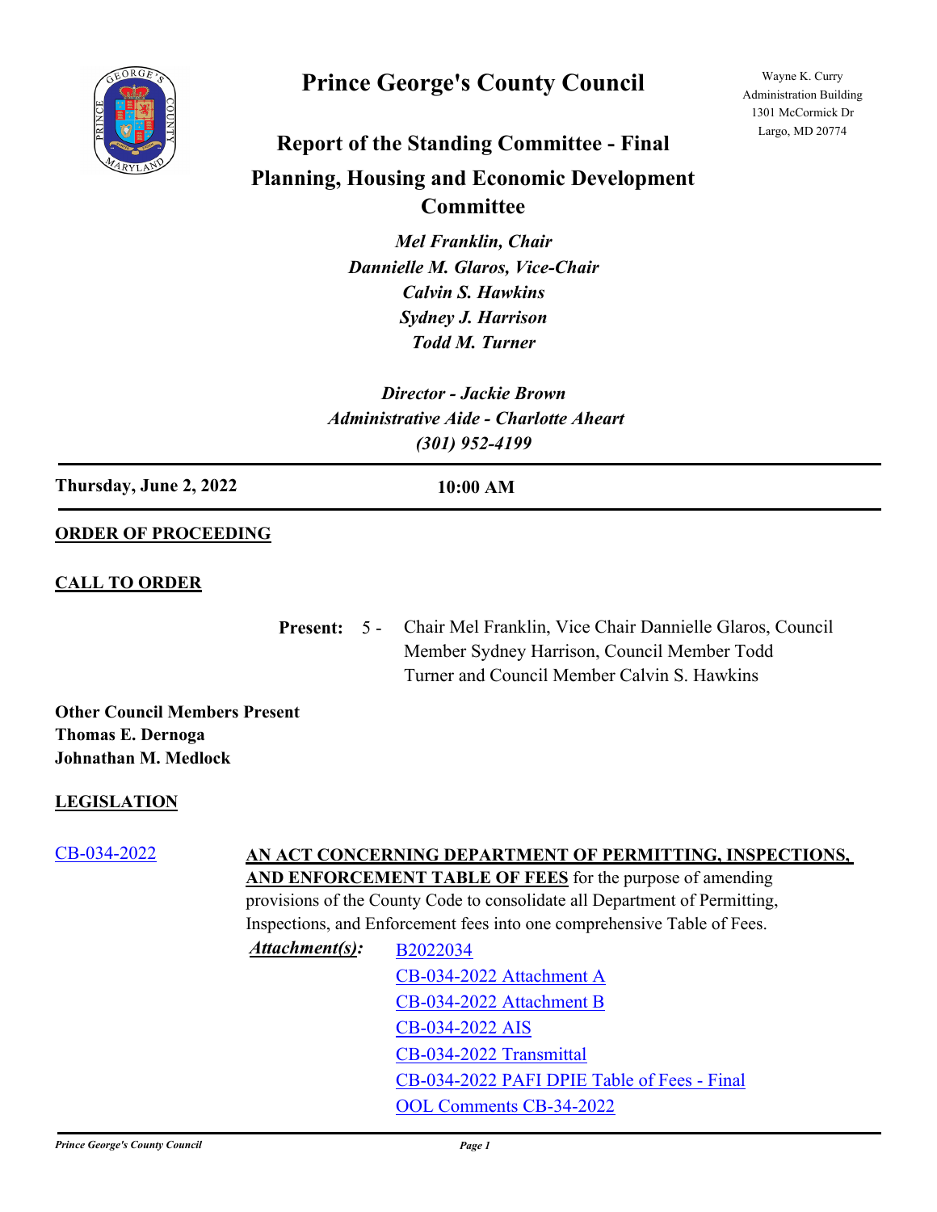# Prince George's County Council

Wayne K. Curry
Administration Building
1301 McCormick Dr
Largo, MD 20774

## Report of the Standing Committee - Final

## Planning, Housing and Economic Development Committee

*Mel Franklin, Chair*
*Dannielle M. Glaros, Vice-Chair*
*Calvin S. Hawkins*
*Sydney J. Harrison*
*Todd M. Turner*

*Director - Jackie Brown*
*Administrative Aide - Charlotte Aheart*
*(301) 952-4199*

**Thursday, June 2, 2022** **10:00 AM**

**ORDER OF PROCEEDING**

**CALL TO ORDER**

**Present:** 5 - Chair Mel Franklin, Vice Chair Dannielle Glaros, Council Member Sydney Harrison, Council Member Todd Turner and Council Member Calvin S. Hawkins

**Other Council Members Present**
**Thomas E. Dernoga**
**Johnathan M. Medlock**

**LEGISLATION**

CB-034-2022

**AN ACT CONCERNING DEPARTMENT OF PERMITTING, INSPECTIONS, AND ENFORCEMENT TABLE OF FEES** for the purpose of amending provisions of the County Code to consolidate all Department of Permitting, Inspections, and Enforcement fees into one comprehensive Table of Fees.

***Attachment(s):***
- B2022034
- CB-034-2022 Attachment A
- CB-034-2022 Attachment B
- CB-034-2022 AIS
- CB-034-2022 Transmittal
- CB-034-2022 PAFI DPIE Table of Fees - Final
- OOL Comments CB-34-2022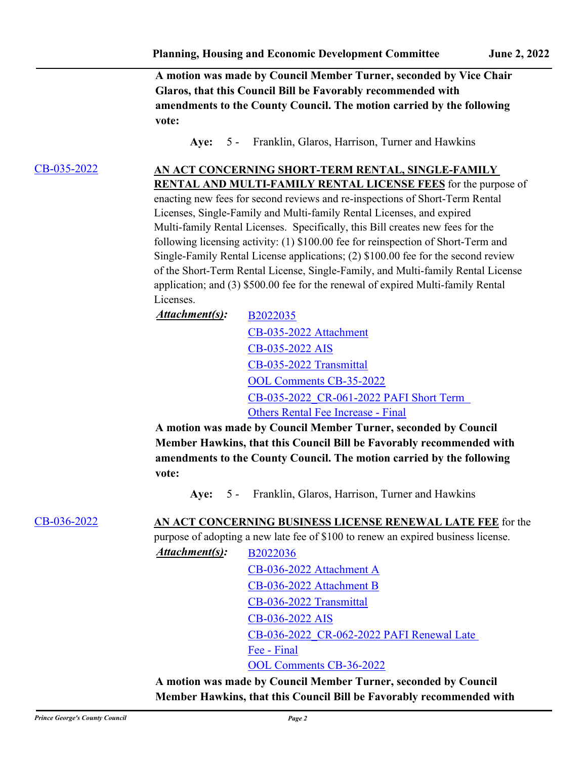**A motion was made by Council Member Turner, seconded by Vice Chair Glaros, that this Council Bill be Favorably recommended with amendments to the County Council. The motion carried by the following vote:**

**Aye:** 5 - Franklin, Glaros, Harrison, Turner and Hawkins

CB-035-2022

**AN ACT CONCERNING SHORT-TERM RENTAL, SINGLE-FAMILY RENTAL AND MULTI-FAMILY RENTAL LICENSE FEES** for the purpose of enacting new fees for second reviews and re-inspections of Short-Term Rental Licenses, Single-Family and Multi-family Rental Licenses, and expired Multi-family Rental Licenses. Specifically, this Bill creates new fees for the following licensing activity: (1) $100.00 fee for reinspection of Short-Term and Single-Family Rental License applications; (2) $100.00 fee for the second review of the Short-Term Rental License, Single-Family, and Multi-family Rental License application; and (3) $500.00 fee for the renewal of expired Multi-family Rental Licenses.

***Attachment(s):***
- B2022035
- CB-035-2022 Attachment
- CB-035-2022 AIS
- CB-035-2022 Transmittal
- OOL Comments CB-35-2022
- CB-035-2022_CR-061-2022 PAFI Short Term Others Rental Fee Increase - Final

**A motion was made by Council Member Turner, seconded by Council Member Hawkins, that this Council Bill be Favorably recommended with amendments to the County Council. The motion carried by the following vote:**

**Aye:** 5 - Franklin, Glaros, Harrison, Turner and Hawkins

CB-036-2022

**AN ACT CONCERNING BUSINESS LICENSE RENEWAL LATE FEE** for the purpose of adopting a new late fee of $100 to renew an expired business license.

***Attachment(s):***
- B2022036
- CB-036-2022 Attachment A
- CB-036-2022 Attachment B
- CB-036-2022 Transmittal
- CB-036-2022 AIS
- CB-036-2022_CR-062-2022 PAFI Renewal Late Fee - Final
- OOL Comments CB-36-2022

**A motion was made by Council Member Turner, seconded by Council Member Hawkins, that this Council Bill be Favorably recommended with**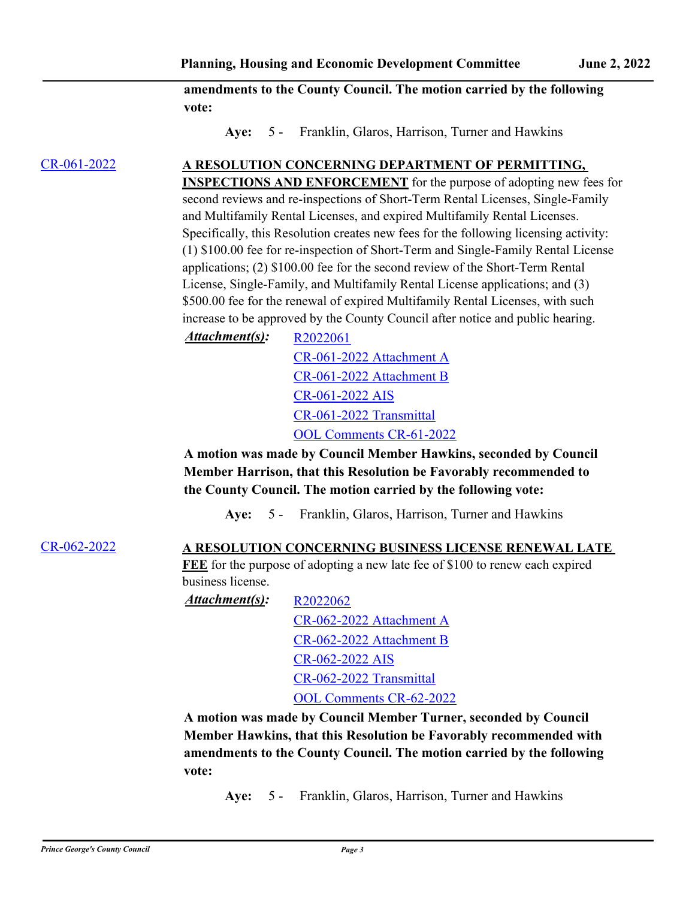**amendments to the County Council. The motion carried by the following vote:**

**Aye:** 5 - Franklin, Glaros, Harrison, Turner and Hawkins

[CR-061-2022]

**A RESOLUTION CONCERNING DEPARTMENT OF PERMITTING, INSPECTIONS AND ENFORCEMENT** for the purpose of adopting new fees for second reviews and re-inspections of Short-Term Rental Licenses, Single-Family and Multifamily Rental Licenses, and expired Multifamily Rental Licenses. Specifically, this Resolution creates new fees for the following licensing activity: (1) $100.00 fee for re-inspection of Short-Term and Single-Family Rental License applications; (2) $100.00 fee for the second review of the Short-Term Rental License, Single-Family, and Multifamily Rental License applications; and (3) $500.00 fee for the renewal of expired Multifamily Rental Licenses, with such increase to be approved by the County Council after notice and public hearing.

***Attachment(s):***
- R2022061
- CR-061-2022 Attachment A
- CR-061-2022 Attachment B
- CR-061-2022 AIS
- CR-061-2022 Transmittal
- OOL Comments CR-61-2022

**A motion was made by Council Member Hawkins, seconded by Council Member Harrison, that this Resolution be Favorably recommended to the County Council. The motion carried by the following vote:**

**Aye:** 5 - Franklin, Glaros, Harrison, Turner and Hawkins

[CR-062-2022]

**A RESOLUTION CONCERNING BUSINESS LICENSE RENEWAL LATE FEE** for the purpose of adopting a new late fee of $100 to renew each expired business license.

***Attachment(s):***
- R2022062
- CR-062-2022 Attachment A
- CR-062-2022 Attachment B
- CR-062-2022 AIS
- CR-062-2022 Transmittal
- OOL Comments CR-62-2022

**A motion was made by Council Member Turner, seconded by Council Member Hawkins, that this Resolution be Favorably recommended with amendments to the County Council. The motion carried by the following vote:**

**Aye:** 5 - Franklin, Glaros, Harrison, Turner and Hawkins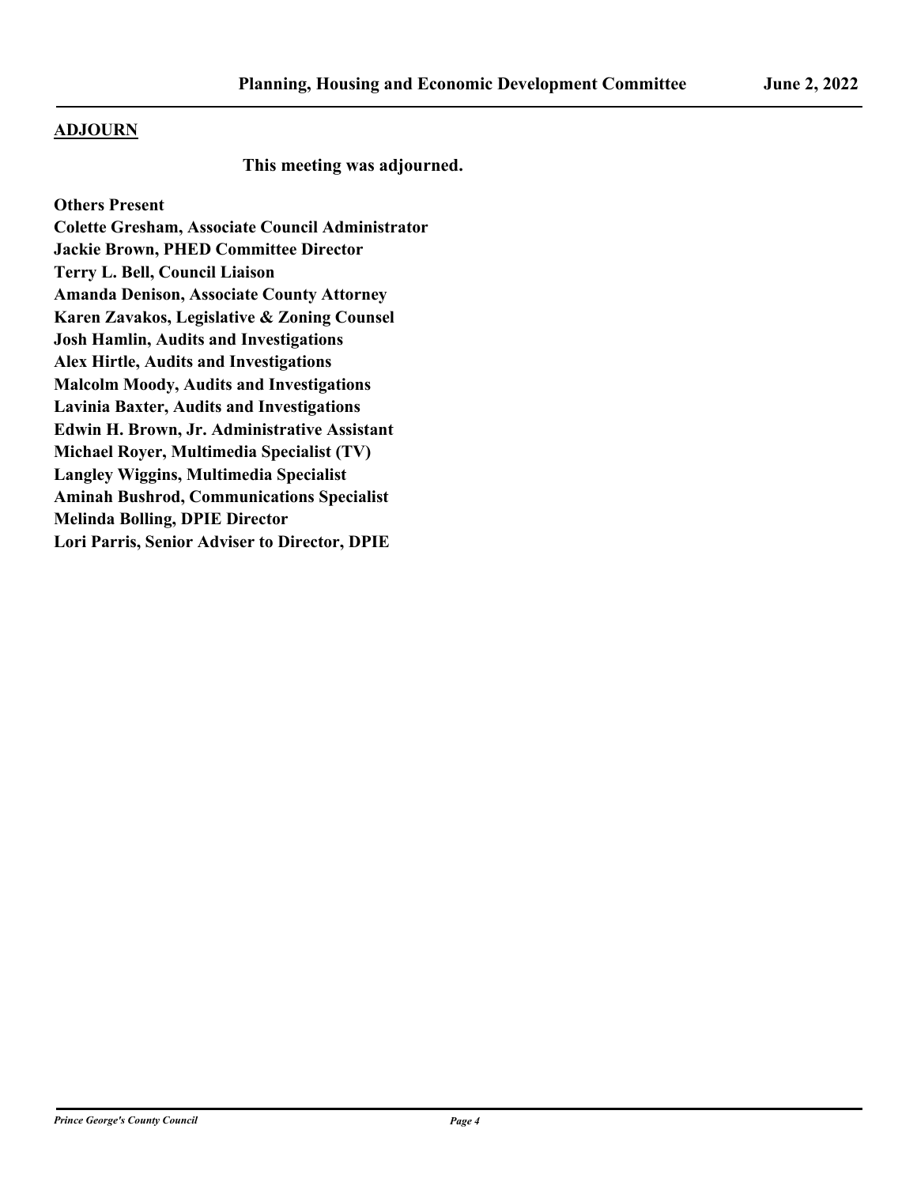## ADJOURN

**This meeting was adjourned.**

**Others Present**
**Colette Gresham, Associate Council Administrator**
**Jackie Brown, PHED Committee Director**
**Terry L. Bell, Council Liaison**
**Amanda Denison, Associate County Attorney**
**Karen Zavakos, Legislative & Zoning Counsel**
**Josh Hamlin, Audits and Investigations**
**Alex Hirtle, Audits and Investigations**
**Malcolm Moody, Audits and Investigations**
**Lavinia Baxter, Audits and Investigations**
**Edwin H. Brown, Jr. Administrative Assistant**
**Michael Royer, Multimedia Specialist (TV)**
**Langley Wiggins, Multimedia Specialist**
**Aminah Bushrod, Communications Specialist**
**Melinda Bolling, DPIE Director**
**Lori Parris, Senior Adviser to Director, DPIE**